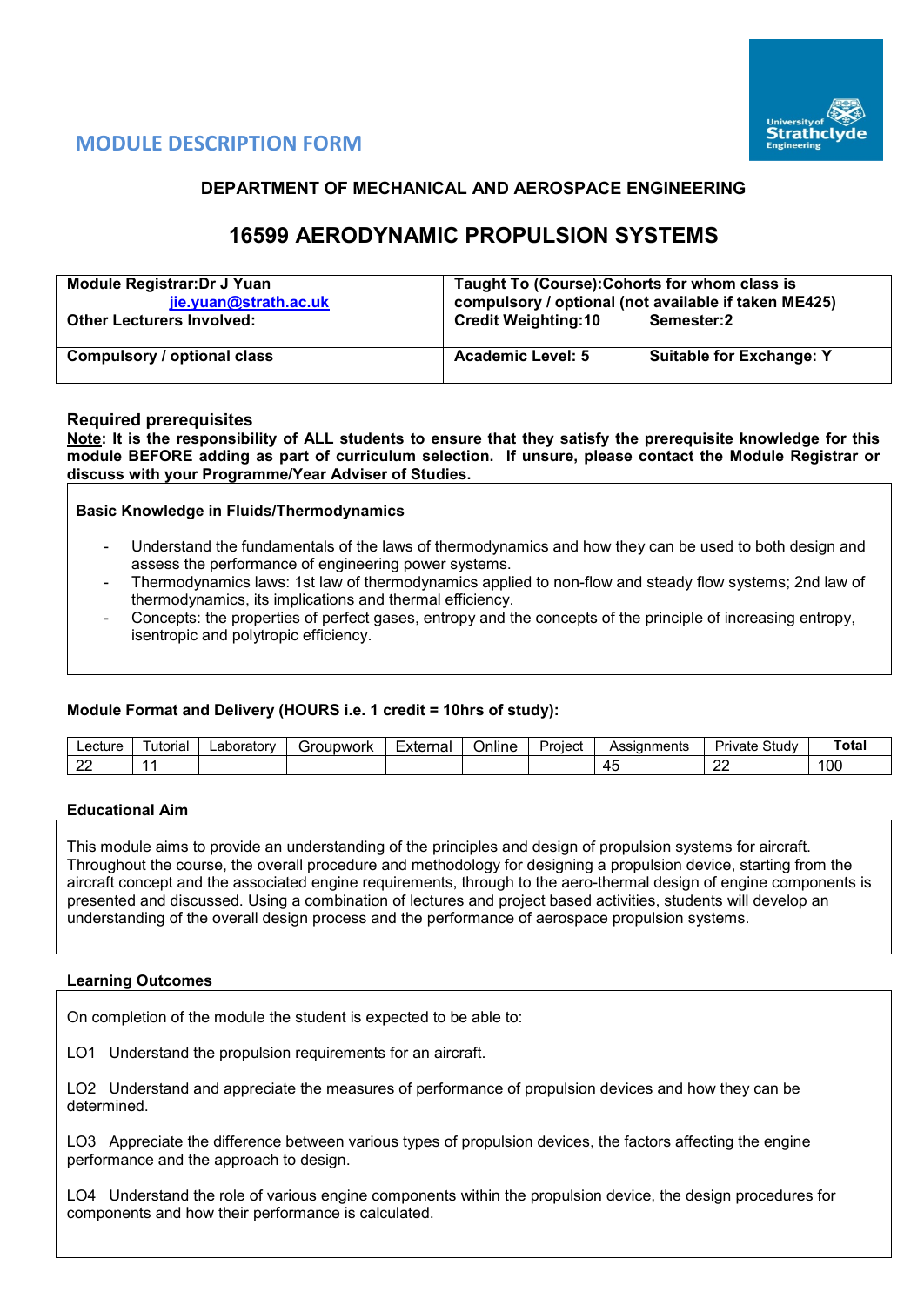# MODULE DESCRIPTION FORM

## DEPARTMENT OF MECHANICAL AND AEROSPACE ENGINEERING

## 16599 AERODYNAMIC PROPULSION SYSTEMS

| **Module Registrar:Dr J Yuan** [jie.yuan@strath.ac.uk](mailto:jie.yuan@strath.ac.uk) | **Taught To (Course):Cohorts for whom class is compulsory / optional (not available if taken ME425)** | |
|---|---|---|
| **Other Lecturers Involved:** | **Credit Weighting:10** | **Semester:2** |
| **Compulsory / optional class** | **Academic Level: 5** | **Suitable for Exchange: Y** |

### Required prerequisites

**<u>Note</u>: It is the responsibility of ALL students to ensure that they satisfy the prerequisite knowledge for this module BEFORE adding as part of curriculum selection. If unsure, please contact the Module Registrar or discuss with your Programme/Year Adviser of Studies.**

**Basic Knowledge in Fluids/Thermodynamics**

- Understand the fundamentals of the laws of thermodynamics and how they can be used to both design and assess the performance of engineering power systems.
- Thermodynamics laws: 1st law of thermodynamics applied to non-flow and steady flow systems; 2nd law of thermodynamics, its implications and thermal efficiency.
- Concepts: the properties of perfect gases, entropy and the concepts of the principle of increasing entropy, isentropic and polytropic efficiency.

### Module Format and Delivery (HOURS i.e. 1 credit = 10hrs of study):

| Lecture | Tutorial | Laboratory | Groupwork | External | Online | Project | Assignments | Private Study | **Total** |
|---|---|---|---|---|---|---|---|---|---|
| 22 | 11 | | | | | | 45 | 22 | 100 |

### Educational Aim

This module aims to provide an understanding of the principles and design of propulsion systems for aircraft. Throughout the course, the overall procedure and methodology for designing a propulsion device, starting from the aircraft concept and the associated engine requirements, through to the aero-thermal design of engine components is presented and discussed. Using a combination of lectures and project based activities, students will develop an understanding of the overall design process and the performance of aerospace propulsion systems.

### Learning Outcomes

On completion of the module the student is expected to be able to:

LO1 Understand the propulsion requirements for an aircraft.

LO2 Understand and appreciate the measures of performance of propulsion devices and how they can be determined.

LO3 Appreciate the difference between various types of propulsion devices, the factors affecting the engine performance and the approach to design.

LO4 Understand the role of various engine components within the propulsion device, the design procedures for components and how their performance is calculated.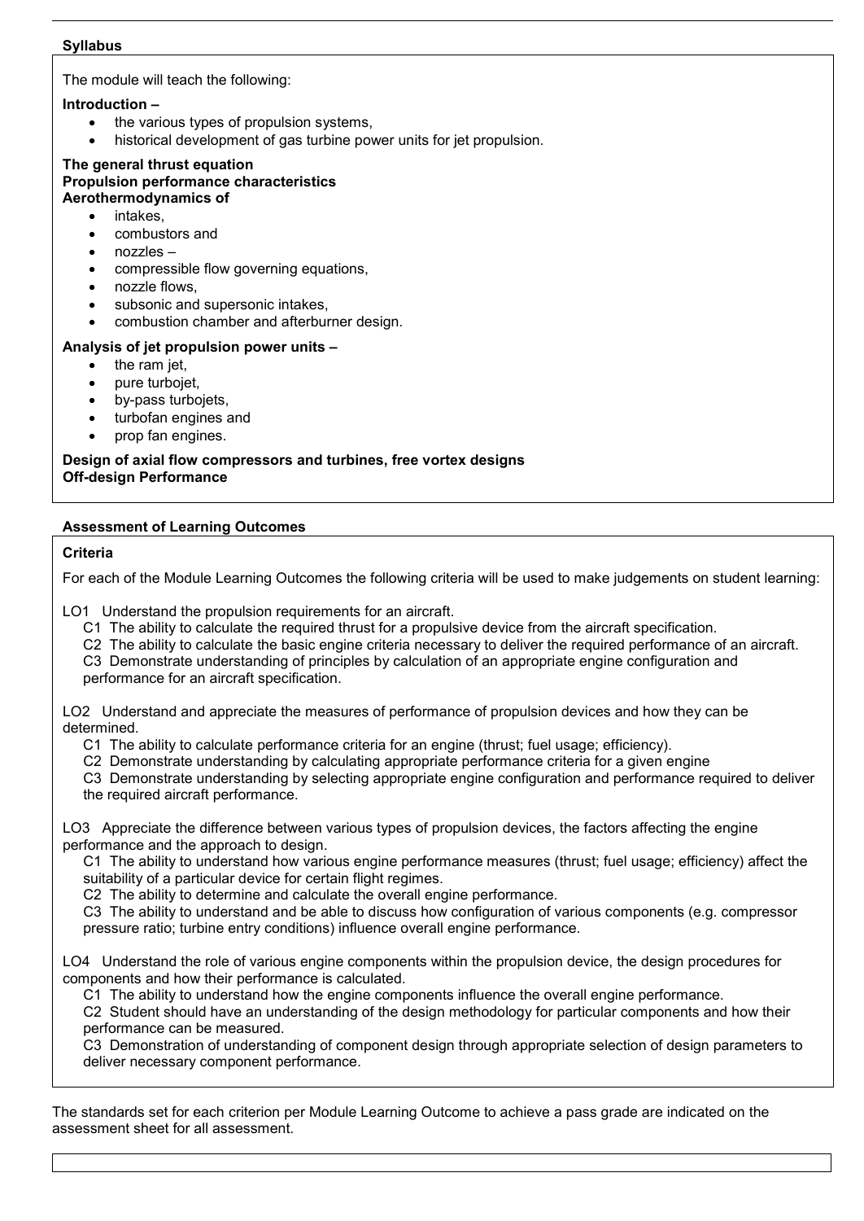**Syllabus**

The module will teach the following:

**Introduction –**

- the various types of propulsion systems,
- historical development of gas turbine power units for jet propulsion.

**The general thrust equation**
**Propulsion performance characteristics**
**Aerothermodynamics of**

- intakes,
- combustors and
- nozzles –
- compressible flow governing equations,
- nozzle flows,
- subsonic and supersonic intakes,
- combustion chamber and afterburner design.

**Analysis of jet propulsion power units –**

- the ram jet,
- pure turbojet,
- by-pass turbojets,
- turbofan engines and
- prop fan engines.

**Design of axial flow compressors and turbines, free vortex designs**
**Off-design Performance**

**Assessment of Learning Outcomes**

**Criteria**

For each of the Module Learning Outcomes the following criteria will be used to make judgements on student learning:

LO1 Understand the propulsion requirements for an aircraft.
- C1 The ability to calculate the required thrust for a propulsive device from the aircraft specification.
- C2 The ability to calculate the basic engine criteria necessary to deliver the required performance of an aircraft.
- C3 Demonstrate understanding of principles by calculation of an appropriate engine configuration and performance for an aircraft specification.

LO2 Understand and appreciate the measures of performance of propulsion devices and how they can be determined.
- C1 The ability to calculate performance criteria for an engine (thrust; fuel usage; efficiency).
- C2 Demonstrate understanding by calculating appropriate performance criteria for a given engine
- C3 Demonstrate understanding by selecting appropriate engine configuration and performance required to deliver the required aircraft performance.

LO3 Appreciate the difference between various types of propulsion devices, the factors affecting the engine performance and the approach to design.
- C1 The ability to understand how various engine performance measures (thrust; fuel usage; efficiency) affect the suitability of a particular device for certain flight regimes.
- C2 The ability to determine and calculate the overall engine performance.
- C3 The ability to understand and be able to discuss how configuration of various components (e.g. compressor pressure ratio; turbine entry conditions) influence overall engine performance.

LO4 Understand the role of various engine components within the propulsion device, the design procedures for components and how their performance is calculated.
- C1 The ability to understand how the engine components influence the overall engine performance.
- C2 Student should have an understanding of the design methodology for particular components and how their performance can be measured.
- C3 Demonstration of understanding of component design through appropriate selection of design parameters to deliver necessary component performance.

The standards set for each criterion per Module Learning Outcome to achieve a pass grade are indicated on the assessment sheet for all assessment.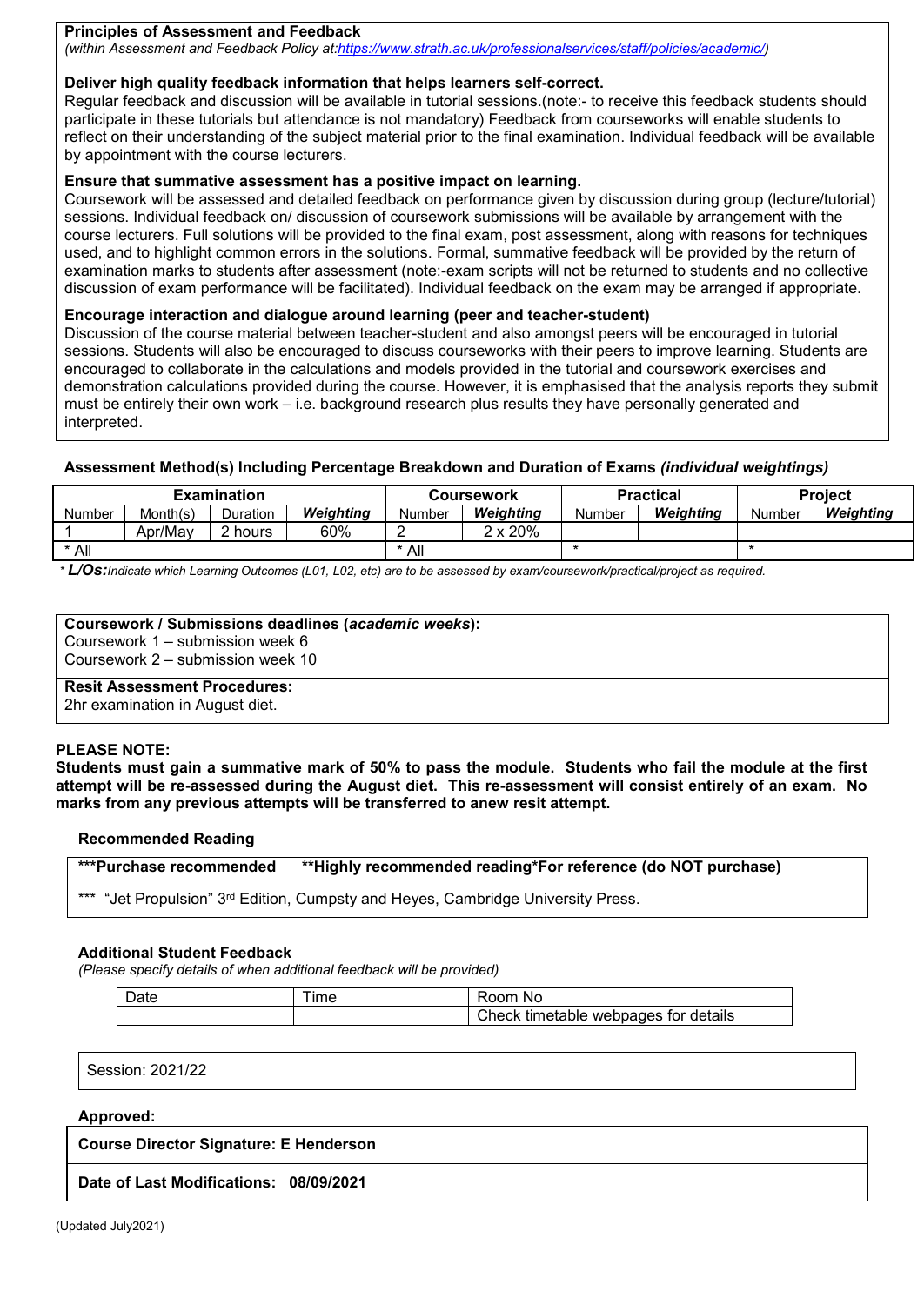**Principles of Assessment and Feedback**
*(within Assessment and Feedback Policy at:https://www.strath.ac.uk/professionalservices/staff/policies/academic/)*

**Deliver high quality feedback information that helps learners self-correct.**
Regular feedback and discussion will be available in tutorial sessions.(note:- to receive this feedback students should participate in these tutorials but attendance is not mandatory) Feedback from courseworks will enable students to reflect on their understanding of the subject material prior to the final examination. Individual feedback will be available by appointment with the course lecturers.

**Ensure that summative assessment has a positive impact on learning.**
Coursework will be assessed and detailed feedback on performance given by discussion during group (lecture/tutorial) sessions. Individual feedback on/ discussion of coursework submissions will be available by arrangement with the course lecturers. Full solutions will be provided to the final exam, post assessment, along with reasons for techniques used, and to highlight common errors in the solutions. Formal, summative feedback will be provided by the return of examination marks to students after assessment (note:-exam scripts will not be returned to students and no collective discussion of exam performance will be facilitated). Individual feedback on the exam may be arranged if appropriate.

**Encourage interaction and dialogue around learning (peer and teacher-student)**
Discussion of the course material between teacher-student and also amongst peers will be encouraged in tutorial sessions. Students will also be encouraged to discuss courseworks with their peers to improve learning. Students are encouraged to collaborate in the calculations and models provided in the tutorial and coursework exercises and demonstration calculations provided during the course. However, it is emphasised that the analysis reports they submit must be entirely their own work – i.e. background research plus results they have personally generated and interpreted.

**Assessment Method(s) Including Percentage Breakdown and Duration of Exams** ***(individual weightings)***

| Examination | | | | Coursework | | Practical | | Project | |
|---|---|---|---|---|---|---|---|---|---|
| Number | Month(s) | Duration | *Weighting* | Number | *Weighting* | Number | *Weighting* | Number | *Weighting* |
| 1 | Apr/May | 2 hours | 60% | 2 | 2 x 20% | | | | |
| * All | | | | * All | | * | | * | |

* ***L/Os:****Indicate which Learning Outcomes (L01, L02, etc) are to be assessed by exam/coursework/practical/project as required.*

**Coursework / Submissions deadlines (*academic weeks*):**
Coursework 1 – submission week 6
Coursework 2 – submission week 10

**Resit Assessment Procedures:**
2hr examination in August diet.

**PLEASE NOTE:**
**Students must gain a summative mark of 50% to pass the module. Students who fail the module at the first attempt will be re-assessed during the August diet. This re-assessment will consist entirely of an exam. No marks from any previous attempts will be transferred to anew resit attempt.**

**Recommended Reading**

**\*\*\*Purchase recommended  \*\*Highly recommended reading\*For reference (do NOT purchase)**

*** "Jet Propulsion" 3rd Edition, Cumpsty and Heyes, Cambridge University Press.

**Additional Student Feedback**
*(Please specify details of when additional feedback will be provided)*

| Date | Time | Room No |
|---|---|---|
| | | Check timetable webpages for details |

Session: 2021/22

**Approved:**

**Course Director Signature: E Henderson**

**Date of Last Modifications: 08/09/2021**

(Updated July2021)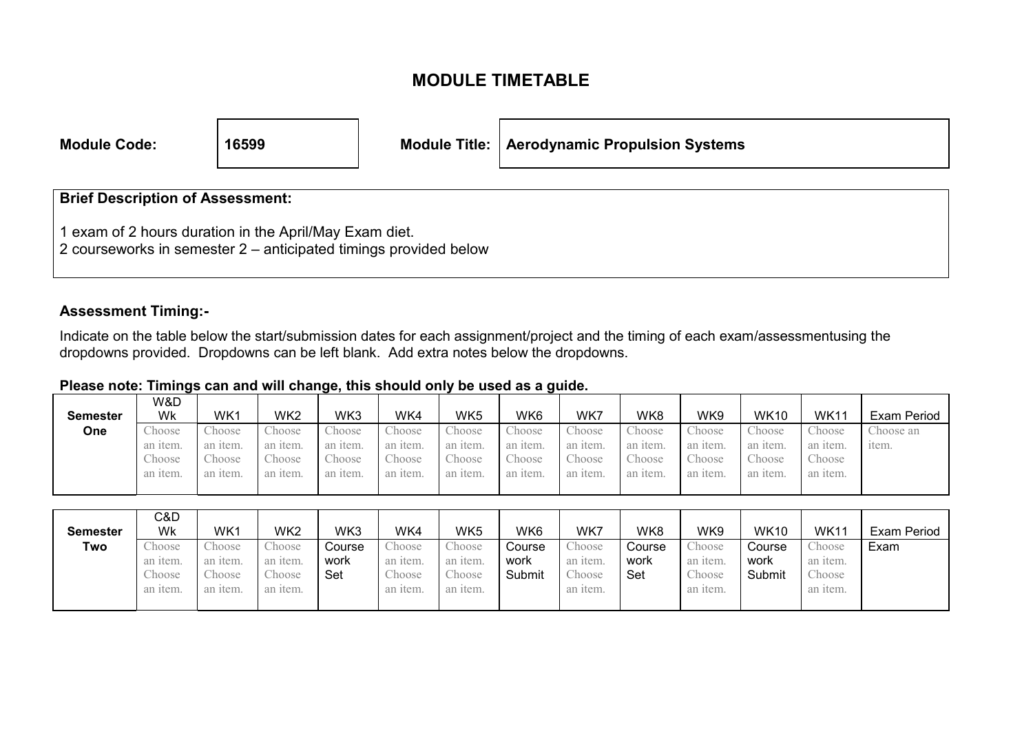# MODULE TIMETABLE

| | | | |
|---|---|---|---|
| **Module Code:** | **16599** | **Module Title:** | **Aerodynamic Propulsion Systems** |

**Brief Description of Assessment:**

1 exam of 2 hours duration in the April/May Exam diet.
2 courseworks in semester 2 – anticipated timings provided below

**Assessment Timing:-**

Indicate on the table below the start/submission dates for each assignment/project and the timing of each exam/assessmentusing the dropdowns provided. Dropdowns can be left blank. Add extra notes below the dropdowns.

**Please note: Timings can and will change, this should only be used as a guide.**

| **Semester One** | W&D Wk | WK1 | WK2 | WK3 | WK4 | WK5 | WK6 | WK7 | WK8 | WK9 | WK10 | WK11 | Exam Period |
|---|---|---|---|---|---|---|---|---|---|---|---|---|---|
| | Choose an item. Choose an item. | Choose an item. Choose an item. | Choose an item. Choose an item. | Choose an item. Choose an item. | Choose an item. Choose an item. | Choose an item. Choose an item. | Choose an item. Choose an item. | Choose an item. Choose an item. | Choose an item. Choose an item. | Choose an item. Choose an item. | Choose an item. Choose an item. | Choose an item. Choose an item. | Choose an item. |

| **Semester Two** | C&D Wk | WK1 | WK2 | WK3 | WK4 | WK5 | WK6 | WK7 | WK8 | WK9 | WK10 | WK11 | Exam Period |
|---|---|---|---|---|---|---|---|---|---|---|---|---|---|
| | Choose an item. Choose an item. | Choose an item. Choose an item. | Choose an item. Choose an item. | Course work Set | Choose an item. Choose an item. | Choose an item. Choose an item. | Course work Submit | Choose an item. Choose an item. | Course work Set | Choose an item. Choose an item. | Course work Submit | Choose an item. Choose an item. | Exam |